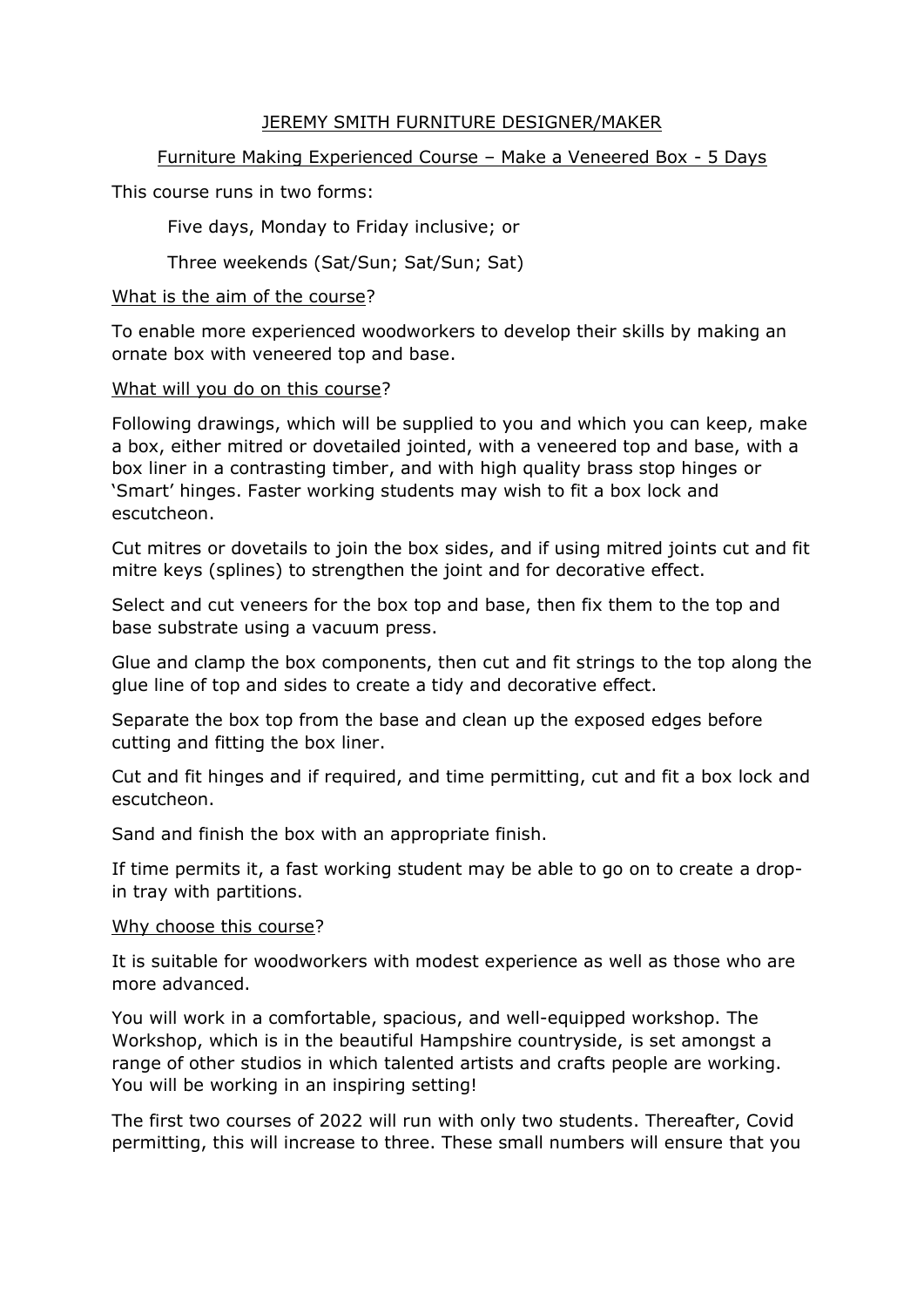# JEREMY SMITH FURNITURE DESIGNER/MAKER

## Furniture Making Experienced Course – Make a Veneered Box - 5 Days

This course runs in two forms:

Five days, Monday to Friday inclusive; or

Three weekends (Sat/Sun; Sat/Sun; Sat)

### What is the aim of the course?

To enable more experienced woodworkers to develop their skills by making an ornate box with veneered top and base.

### What will you do on this course?

Following drawings, which will be supplied to you and which you can keep, make a box, either mitred or dovetailed jointed, with a veneered top and base, with a box liner in a contrasting timber, and with high quality brass stop hinges or 'Smart' hinges. Faster working students may wish to fit a box lock and escutcheon.

Cut mitres or dovetails to join the box sides, and if using mitred joints cut and fit mitre keys (splines) to strengthen the joint and for decorative effect.

Select and cut veneers for the box top and base, then fix them to the top and base substrate using a vacuum press.

Glue and clamp the box components, then cut and fit strings to the top along the glue line of top and sides to create a tidy and decorative effect.

Separate the box top from the base and clean up the exposed edges before cutting and fitting the box liner.

Cut and fit hinges and if required, and time permitting, cut and fit a box lock and escutcheon.

Sand and finish the box with an appropriate finish.

If time permits it, a fast working student may be able to go on to create a drop-in tray with partitions.

### Why choose this course?

It is suitable for woodworkers with modest experience as well as those who are more advanced.

You will work in a comfortable, spacious, and well-equipped workshop. The Workshop, which is in the beautiful Hampshire countryside, is set amongst a range of other studios in which talented artists and crafts people are working. You will be working in an inspiring setting!

The first two courses of 2022 will run with only two students. Thereafter, Covid permitting, this will increase to three. These small numbers will ensure that you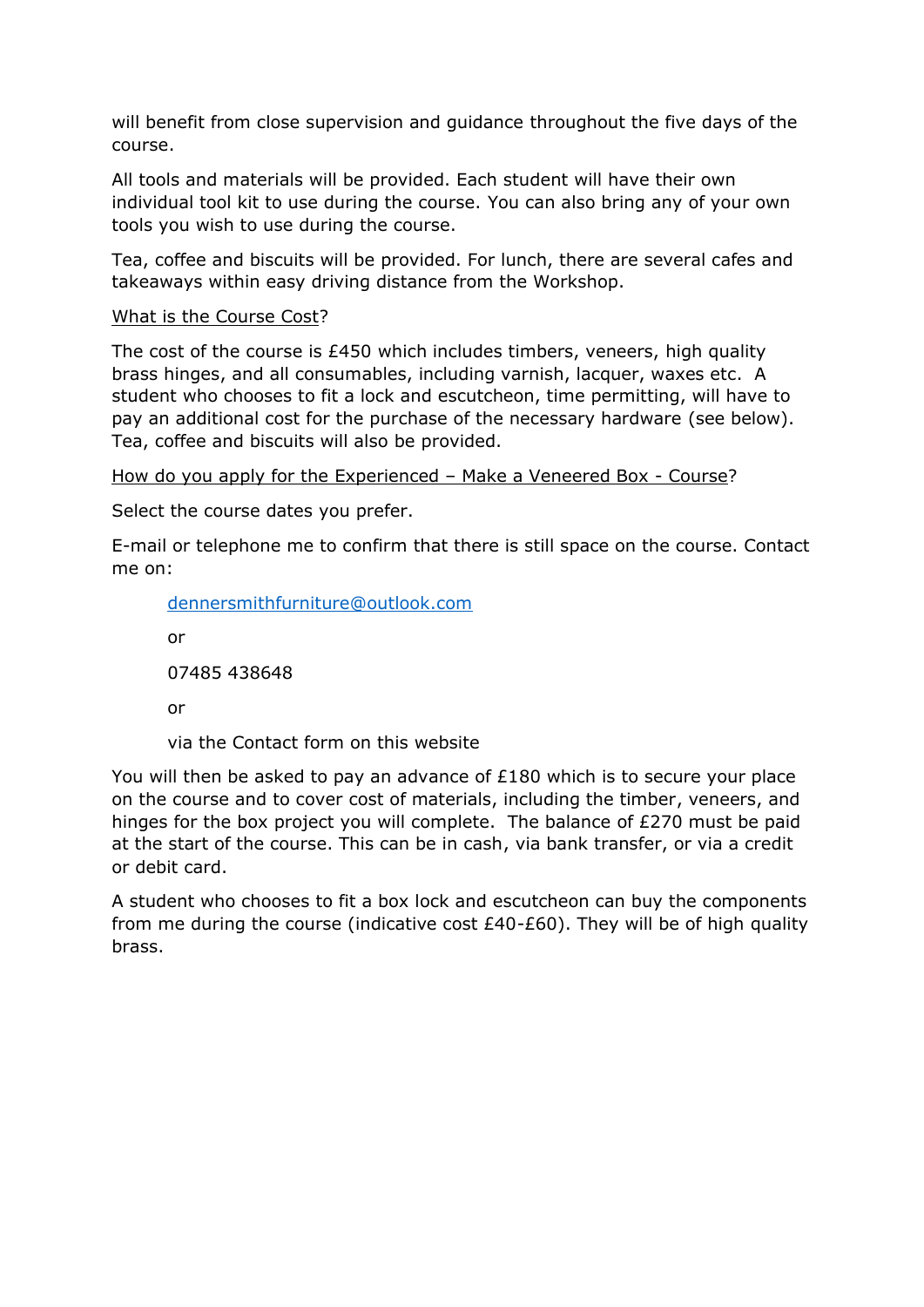will benefit from close supervision and guidance throughout the five days of the course.

All tools and materials will be provided. Each student will have their own individual tool kit to use during the course. You can also bring any of your own tools you wish to use during the course.

Tea, coffee and biscuits will be provided. For lunch, there are several cafes and takeaways within easy driving distance from the Workshop.

<u>What is the Course Cost</u>?

The cost of the course is £450 which includes timbers, veneers, high quality brass hinges, and all consumables, including varnish, lacquer, waxes etc. A student who chooses to fit a lock and escutcheon, time permitting, will have to pay an additional cost for the purchase of the necessary hardware (see below). Tea, coffee and biscuits will also be provided.

<u>How do you apply for the Experienced – Make a Veneered Box - Course</u>?

Select the course dates you prefer.

E-mail or telephone me to confirm that there is still space on the course. Contact me on:

> dennersmithfurniture@outlook.com
>
> or
>
> 07485 438648
>
> or
>
> via the Contact form on this website

You will then be asked to pay an advance of £180 which is to secure your place on the course and to cover cost of materials, including the timber, veneers, and hinges for the box project you will complete. The balance of £270 must be paid at the start of the course. This can be in cash, via bank transfer, or via a credit or debit card.

A student who chooses to fit a box lock and escutcheon can buy the components from me during the course (indicative cost £40-£60). They will be of high quality brass.